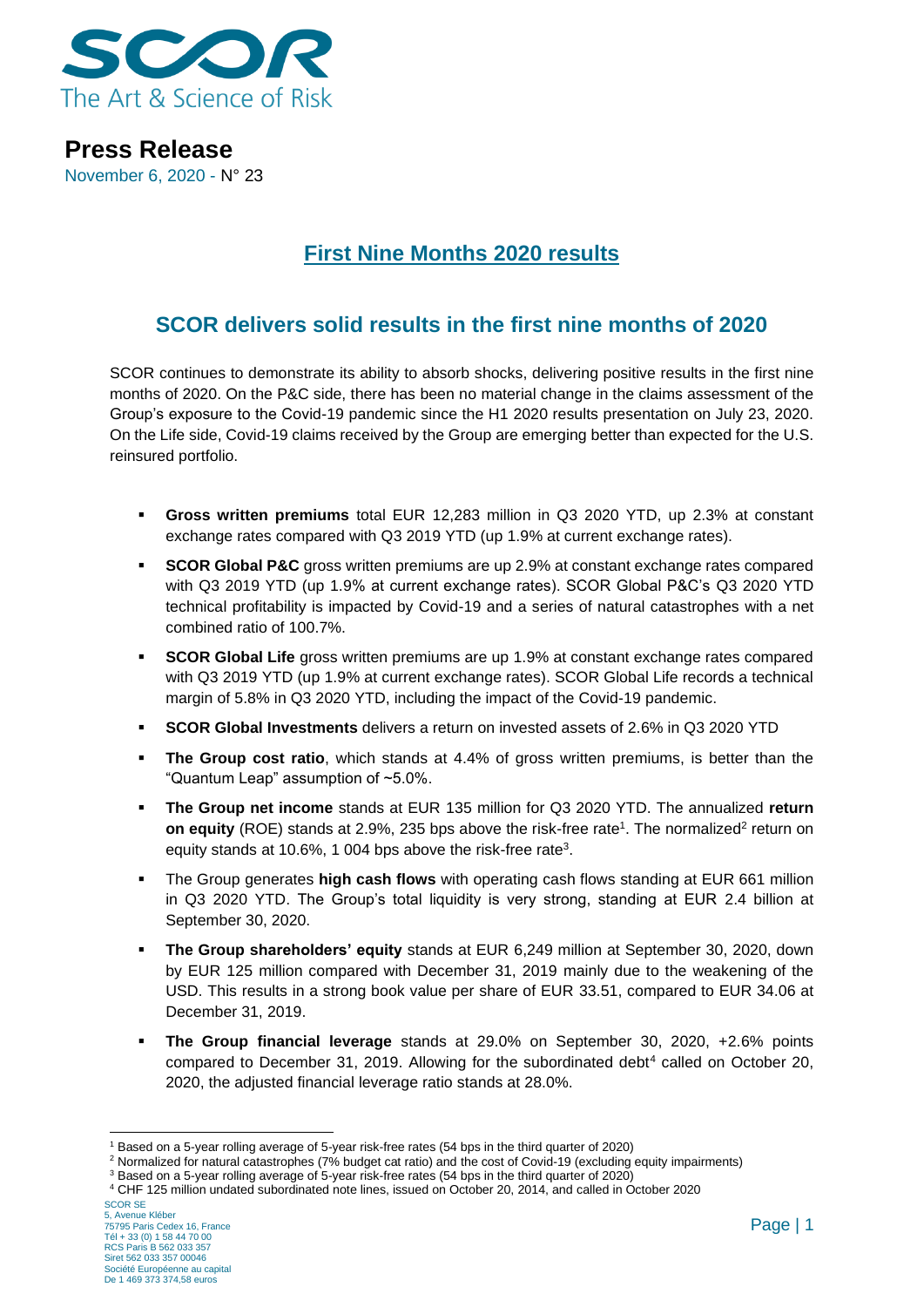# Press Release

November 6, 2020 - N° 23

## First Nine Months 2020 results

## SCOR delivers solid results in the first nine months of 2020

SCOR continues to demonstrate its ability to absorb shocks, delivering positive results in the first nine months of 2020. On the P&C side, there has been no material change in the claims assessment of the Group's exposure to the Covid-19 pandemic since the H1 2020 results presentation on July 23, 2020. On the Life side, Covid-19 claims received by the Group are emerging better than expected for the U.S. reinsured portfolio.

- **Gross written premiums** total EUR 12,283 million in Q3 2020 YTD, up 2.3% at constant exchange rates compared with Q3 2019 YTD (up 1.9% at current exchange rates).
- **SCOR Global P&C** gross written premiums are up 2.9% at constant exchange rates compared with Q3 2019 YTD (up 1.9% at current exchange rates). SCOR Global P&C's Q3 2020 YTD technical profitability is impacted by Covid-19 and a series of natural catastrophes with a net combined ratio of 100.7%.
- **SCOR Global Life** gross written premiums are up 1.9% at constant exchange rates compared with Q3 2019 YTD (up 1.9% at current exchange rates). SCOR Global Life records a technical margin of 5.8% in Q3 2020 YTD, including the impact of the Covid-19 pandemic.
- **SCOR Global Investments** delivers a return on invested assets of 2.6% in Q3 2020 YTD
- **The Group cost ratio**, which stands at 4.4% of gross written premiums, is better than the "Quantum Leap" assumption of ~5.0%.
- **The Group net income** stands at EUR 135 million for Q3 2020 YTD. The annualized **return on equity** (ROE) stands at 2.9%, 235 bps above the risk-free rate[1]. The normalized[2] return on equity stands at 10.6%, 1 004 bps above the risk-free rate[3].
- The Group generates **high cash flows** with operating cash flows standing at EUR 661 million in Q3 2020 YTD. The Group's total liquidity is very strong, standing at EUR 2.4 billion at September 30, 2020.
- **The Group shareholders' equity** stands at EUR 6,249 million at September 30, 2020, down by EUR 125 million compared with December 31, 2019 mainly due to the weakening of the USD. This results in a strong book value per share of EUR 33.51, compared to EUR 34.06 at December 31, 2019.
- **The Group financial leverage** stands at 29.0% on September 30, 2020, +2.6% points compared to December 31, 2019. Allowing for the subordinated debt[4] called on October 20, 2020, the adjusted financial leverage ratio stands at 28.0%.

---

[1] Based on a 5-year rolling average of 5-year risk-free rates (54 bps in the third quarter of 2020)

[2] Normalized for natural catastrophes (7% budget cat ratio) and the cost of Covid-19 (excluding equity impairments)

[3] Based on a 5-year rolling average of 5-year risk-free rates (54 bps in the third quarter of 2020)

[4] CHF 125 million undated subordinated note lines, issued on October 20, 2014, and called in October 2020

SCOR SE
5, Avenue Kléber
75795 Paris Cedex 16, France
Tél + 33 (0) 1 58 44 70 00
RCS Paris B 562 033 357
Siret 562 033 357 00046
Société Européenne au capital
De 1 469 373 374,58 euros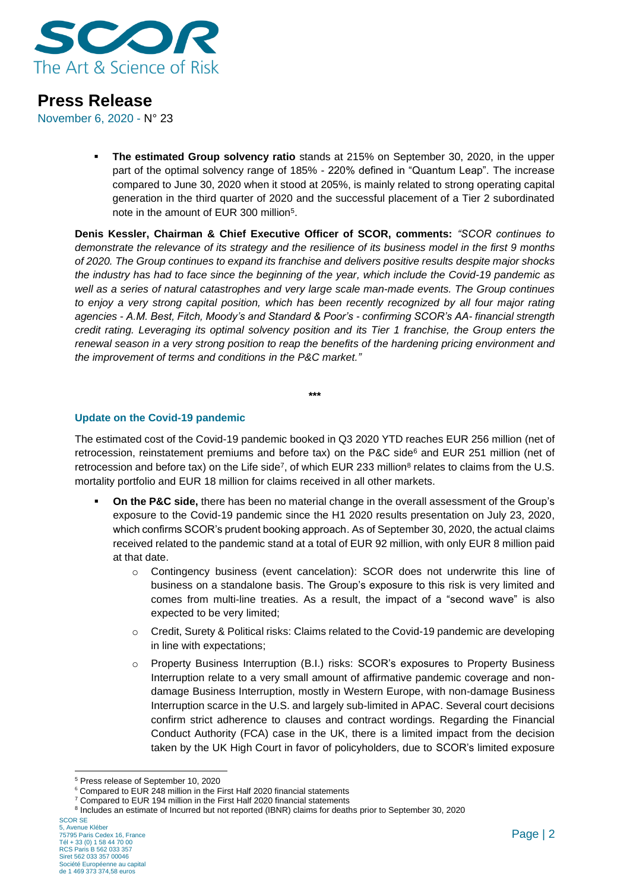- **The estimated Group solvency ratio** stands at 215% on September 30, 2020, in the upper part of the optimal solvency range of 185% - 220% defined in "Quantum Leap". The increase compared to June 30, 2020 when it stood at 205%, is mainly related to strong operating capital generation in the third quarter of 2020 and the successful placement of a Tier 2 subordinated note in the amount of EUR 300 million[5].

**Denis Kessler, Chairman & Chief Executive Officer of SCOR, comments:** *"SCOR continues to demonstrate the relevance of its strategy and the resilience of its business model in the first 9 months of 2020. The Group continues to expand its franchise and delivers positive results despite major shocks the industry has had to face since the beginning of the year, which include the Covid-19 pandemic as well as a series of natural catastrophes and very large scale man-made events. The Group continues to enjoy a very strong capital position, which has been recently recognized by all four major rating agencies - A.M. Best, Fitch, Moody's and Standard & Poor's - confirming SCOR's AA- financial strength credit rating. Leveraging its optimal solvency position and its Tier 1 franchise, the Group enters the renewal season in a very strong position to reap the benefits of the hardening pricing environment and the improvement of terms and conditions in the P&C market."*

\*\*\*

### Update on the Covid-19 pandemic

The estimated cost of the Covid-19 pandemic booked in Q3 2020 YTD reaches EUR 256 million (net of retrocession, reinstatement premiums and before tax) on the P&C side[6] and EUR 251 million (net of retrocession and before tax) on the Life side[7], of which EUR 233 million[8] relates to claims from the U.S. mortality portfolio and EUR 18 million for claims received in all other markets.

- **On the P&C side,** there has been no material change in the overall assessment of the Group's exposure to the Covid-19 pandemic since the H1 2020 results presentation on July 23, 2020, which confirms SCOR's prudent booking approach. As of September 30, 2020, the actual claims received related to the pandemic stand at a total of EUR 92 million, with only EUR 8 million paid at that date.
  - Contingency business (event cancelation): SCOR does not underwrite this line of business on a standalone basis. The Group's exposure to this risk is very limited and comes from multi-line treaties. As a result, the impact of a "second wave" is also expected to be very limited;
  - Credit, Surety & Political risks: Claims related to the Covid-19 pandemic are developing in line with expectations;
  - Property Business Interruption (B.I.) risks: SCOR's exposures to Property Business Interruption relate to a very small amount of affirmative pandemic coverage and non-damage Business Interruption, mostly in Western Europe, with non-damage Business Interruption scarce in the U.S. and largely sub-limited in APAC. Several court decisions confirm strict adherence to clauses and contract wordings. Regarding the Financial Conduct Authority (FCA) case in the UK, there is a limited impact from the decision taken by the UK High Court in favor of policyholders, due to SCOR's limited exposure

---

[5] Press release of September 10, 2020

[6] Compared to EUR 248 million in the First Half 2020 financial statements

[7] Compared to EUR 194 million in the First Half 2020 financial statements

[8] Includes an estimate of Incurred but not reported (IBNR) claims for deaths prior to September 30, 2020

SCOR SE
5, Avenue Kléber
75795 Paris Cedex 16, France
Tél + 33 (0) 1 58 44 70 00
RCS Paris B 562 033 357
Siret 562 033 357 00046
Société Européenne au capital de 1 469 373 374,58 euros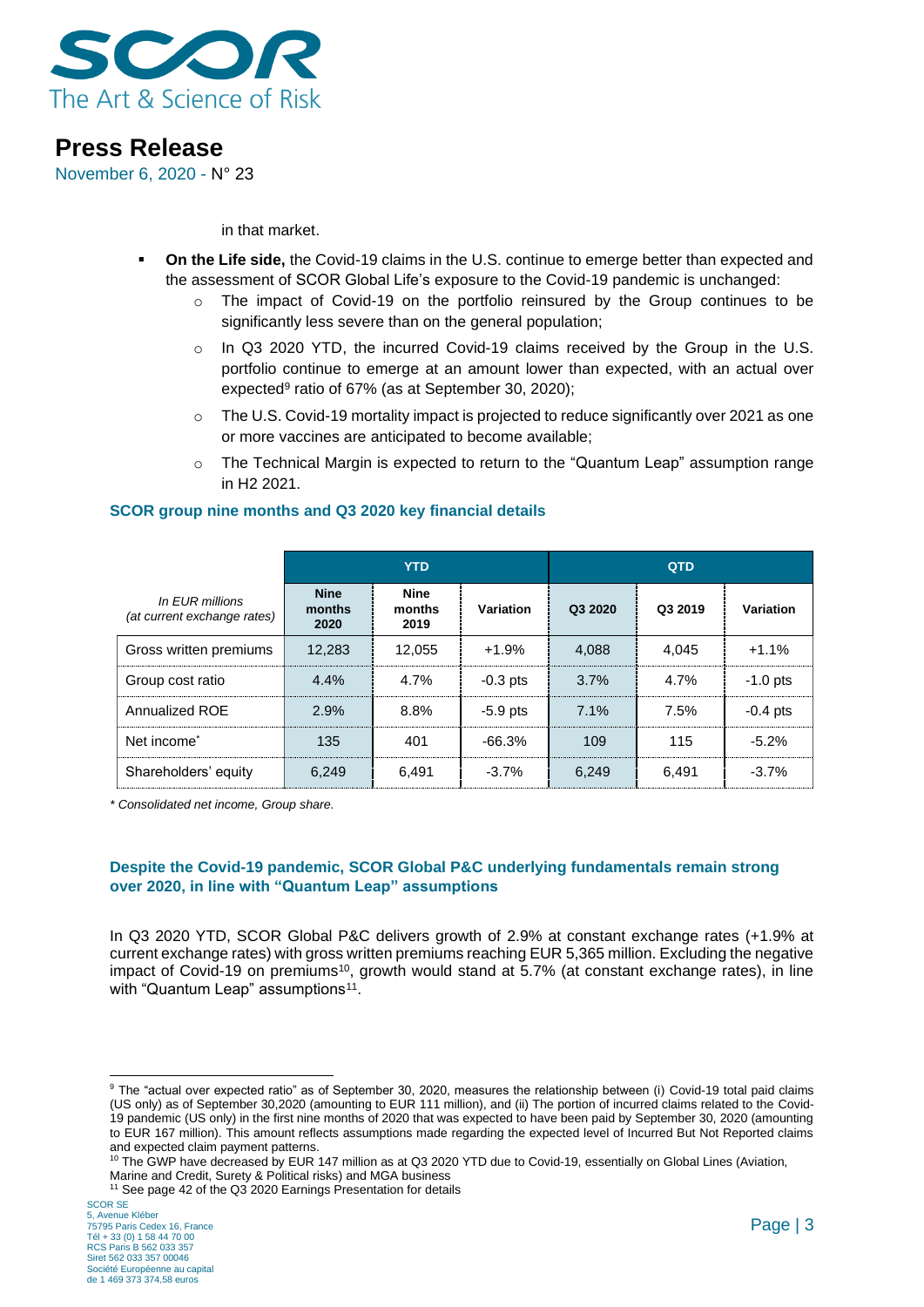in that market.

- **On the Life side,** the Covid-19 claims in the U.S. continue to emerge better than expected and the assessment of SCOR Global Life's exposure to the Covid-19 pandemic is unchanged:
  - The impact of Covid-19 on the portfolio reinsured by the Group continues to be significantly less severe than on the general population;
  - In Q3 2020 YTD, the incurred Covid-19 claims received by the Group in the U.S. portfolio continue to emerge at an amount lower than expected, with an actual over expected[9] ratio of 67% (as at September 30, 2020);
  - The U.S. Covid-19 mortality impact is projected to reduce significantly over 2021 as one or more vaccines are anticipated to become available;
  - The Technical Margin is expected to return to the "Quantum Leap" assumption range in H2 2021.

### SCOR group nine months and Q3 2020 key financial details

| | YTD | | | QTD | | |
|---|---|---|---|---|---|---|
| *In EUR millions (at current exchange rates)* | Nine months 2020 | Nine months 2019 | Variation | Q3 2020 | Q3 2019 | Variation |
| Gross written premiums | 12,283 | 12,055 | +1.9% | 4,088 | 4,045 | +1.1% |
| Group cost ratio | 4.4% | 4.7% | -0.3 pts | 3.7% | 4.7% | -1.0 pts |
| Annualized ROE | 2.9% | 8.8% | -5.9 pts | 7.1% | 7.5% | -0.4 pts |
| Net income* | 135 | 401 | -66.3% | 109 | 115 | -5.2% |
| Shareholders' equity | 6,249 | 6,491 | -3.7% | 6,249 | 6,491 | -3.7% |

*\* Consolidated net income, Group share.*

### Despite the Covid-19 pandemic, SCOR Global P&C underlying fundamentals remain strong over 2020, in line with "Quantum Leap" assumptions

In Q3 2020 YTD, SCOR Global P&C delivers growth of 2.9% at constant exchange rates (+1.9% at current exchange rates) with gross written premiums reaching EUR 5,365 million. Excluding the negative impact of Covid-19 on premiums[10], growth would stand at 5.7% (at constant exchange rates), in line with "Quantum Leap" assumptions[11].

---

[9] The "actual over expected ratio" as of September 30, 2020, measures the relationship between (i) Covid-19 total paid claims (US only) as of September 30,2020 (amounting to EUR 111 million), and (ii) The portion of incurred claims related to the Covid-19 pandemic (US only) in the first nine months of 2020 that was expected to have been paid by September 30, 2020 (amounting to EUR 167 million). This amount reflects assumptions made regarding the expected level of Incurred But Not Reported claims and expected claim payment patterns.

[10] The GWP have decreased by EUR 147 million as at Q3 2020 YTD due to Covid-19, essentially on Global Lines (Aviation, Marine and Credit, Surety & Political risks) and MGA business

[11] See page 42 of the Q3 2020 Earnings Presentation for details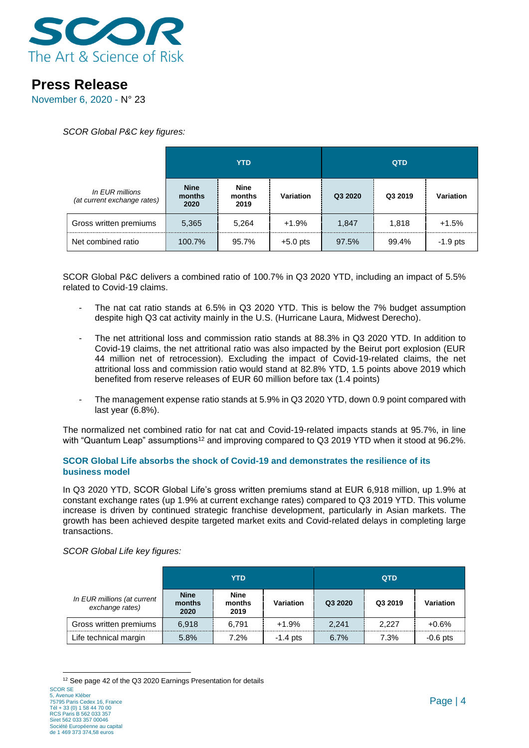*SCOR Global P&C key figures:*

| In EUR millions (at current exchange rates) | YTD | | | QTD | | |
|---|---|---|---|---|---|---|
| | Nine months 2020 | Nine months 2019 | Variation | Q3 2020 | Q3 2019 | Variation |
| Gross written premiums | 5,365 | 5,264 | +1.9% | 1,847 | 1,818 | +1.5% |
| Net combined ratio | 100.7% | 95.7% | +5.0 pts | 97.5% | 99.4% | -1.9 pts |

SCOR Global P&C delivers a combined ratio of 100.7% in Q3 2020 YTD, including an impact of 5.5% related to Covid-19 claims.

- The nat cat ratio stands at 6.5% in Q3 2020 YTD. This is below the 7% budget assumption despite high Q3 cat activity mainly in the U.S. (Hurricane Laura, Midwest Derecho).
- The net attritional loss and commission ratio stands at 88.3% in Q3 2020 YTD. In addition to Covid-19 claims, the net attritional ratio was also impacted by the Beirut port explosion (EUR 44 million net of retrocession). Excluding the impact of Covid-19-related claims, the net attritional loss and commission ratio would stand at 82.8% YTD, 1.5 points above 2019 which benefited from reserve releases of EUR 60 million before tax (1.4 points)
- The management expense ratio stands at 5.9% in Q3 2020 YTD, down 0.9 point compared with last year (6.8%).

The normalized net combined ratio for nat cat and Covid-19-related impacts stands at 95.7%, in line with "Quantum Leap" assumptions[12] and improving compared to Q3 2019 YTD when it stood at 96.2%.

### SCOR Global Life absorbs the shock of Covid-19 and demonstrates the resilience of its business model

In Q3 2020 YTD, SCOR Global Life's gross written premiums stand at EUR 6,918 million, up 1.9% at constant exchange rates (up 1.9% at current exchange rates) compared to Q3 2019 YTD. This volume increase is driven by continued strategic franchise development, particularly in Asian markets. The growth has been achieved despite targeted market exits and Covid-related delays in completing large transactions.

*SCOR Global Life key figures:*

| In EUR millions (at current exchange rates) | YTD | | | QTD | | |
|---|---|---|---|---|---|---|
| | Nine months 2020 | Nine months 2019 | Variation | Q3 2020 | Q3 2019 | Variation |
| Gross written premiums | 6,918 | 6,791 | +1.9% | 2,241 | 2,227 | +0.6% |
| Life technical margin | 5.8% | 7.2% | -1.4 pts | 6.7% | 7.3% | -0.6 pts |

[12] See page 42 of the Q3 2020 Earnings Presentation for details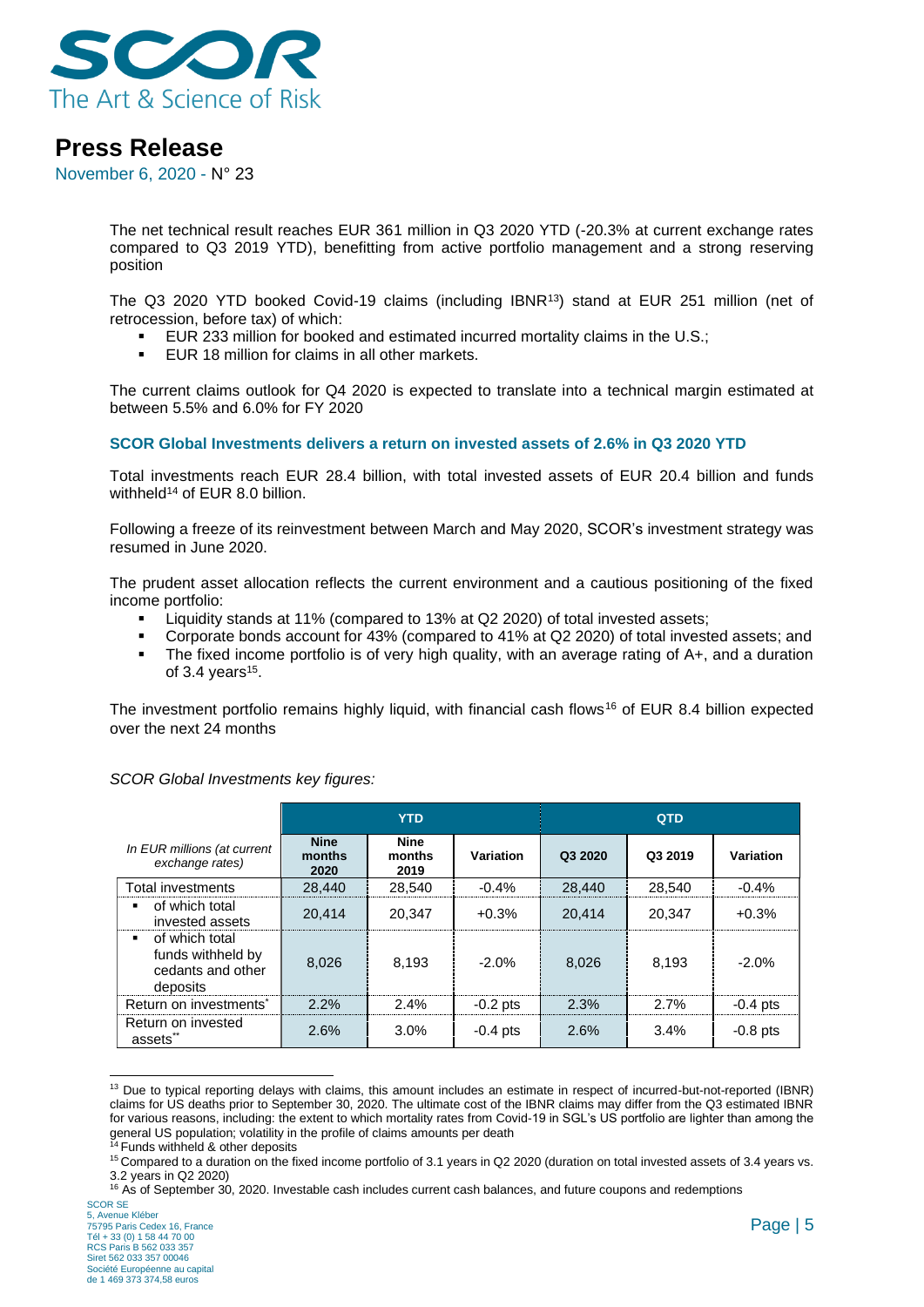The net technical result reaches EUR 361 million in Q3 2020 YTD (-20.3% at current exchange rates compared to Q3 2019 YTD), benefitting from active portfolio management and a strong reserving position

The Q3 2020 YTD booked Covid-19 claims (including IBNR[13]) stand at EUR 251 million (net of retrocession, before tax) of which:

- EUR 233 million for booked and estimated incurred mortality claims in the U.S.;
- EUR 18 million for claims in all other markets.

The current claims outlook for Q4 2020 is expected to translate into a technical margin estimated at between 5.5% and 6.0% for FY 2020

### SCOR Global Investments delivers a return on invested assets of 2.6% in Q3 2020 YTD

Total investments reach EUR 28.4 billion, with total invested assets of EUR 20.4 billion and funds withheld[14] of EUR 8.0 billion.

Following a freeze of its reinvestment between March and May 2020, SCOR's investment strategy was resumed in June 2020.

The prudent asset allocation reflects the current environment and a cautious positioning of the fixed income portfolio:

- Liquidity stands at 11% (compared to 13% at Q2 2020) of total invested assets;
- Corporate bonds account for 43% (compared to 41% at Q2 2020) of total invested assets; and
- The fixed income portfolio is of very high quality, with an average rating of A+, and a duration of 3.4 years[15].

The investment portfolio remains highly liquid, with financial cash flows[16] of EUR 8.4 billion expected over the next 24 months

*SCOR Global Investments key figures:*

| | YTD | | | QTD | | |
|---|---|---|---|---|---|---|
| *In EUR millions (at current exchange rates)* | **Nine months 2020** | **Nine months 2019** | **Variation** | **Q3 2020** | **Q3 2019** | **Variation** |
| Total investments | 28,440 | 28,540 | -0.4% | 28,440 | 28,540 | -0.4% |
| ▪ of which total invested assets | 20,414 | 20,347 | +0.3% | 20,414 | 20,347 | +0.3% |
| ▪ of which total funds withheld by cedants and other deposits | 8,026 | 8,193 | -2.0% | 8,026 | 8,193 | -2.0% |
| Return on investments* | 2.2% | 2.4% | -0.2 pts | 2.3% | 2.7% | -0.4 pts |
| Return on invested assets** | 2.6% | 3.0% | -0.4 pts | 2.6% | 3.4% | -0.8 pts |

[13] Due to typical reporting delays with claims, this amount includes an estimate in respect of incurred-but-not-reported (IBNR) claims for US deaths prior to September 30, 2020. The ultimate cost of the IBNR claims may differ from the Q3 estimated IBNR for various reasons, including: the extent to which mortality rates from Covid-19 in SGL's US portfolio are lighter than among the general US population; volatility in the profile of claims amounts per death

[14] Funds withheld & other deposits

[15] Compared to a duration on the fixed income portfolio of 3.1 years in Q2 2020 (duration on total invested assets of 3.4 years vs. 3.2 years in Q2 2020)

[16] As of September 30, 2020. Investable cash includes current cash balances, and future coupons and redemptions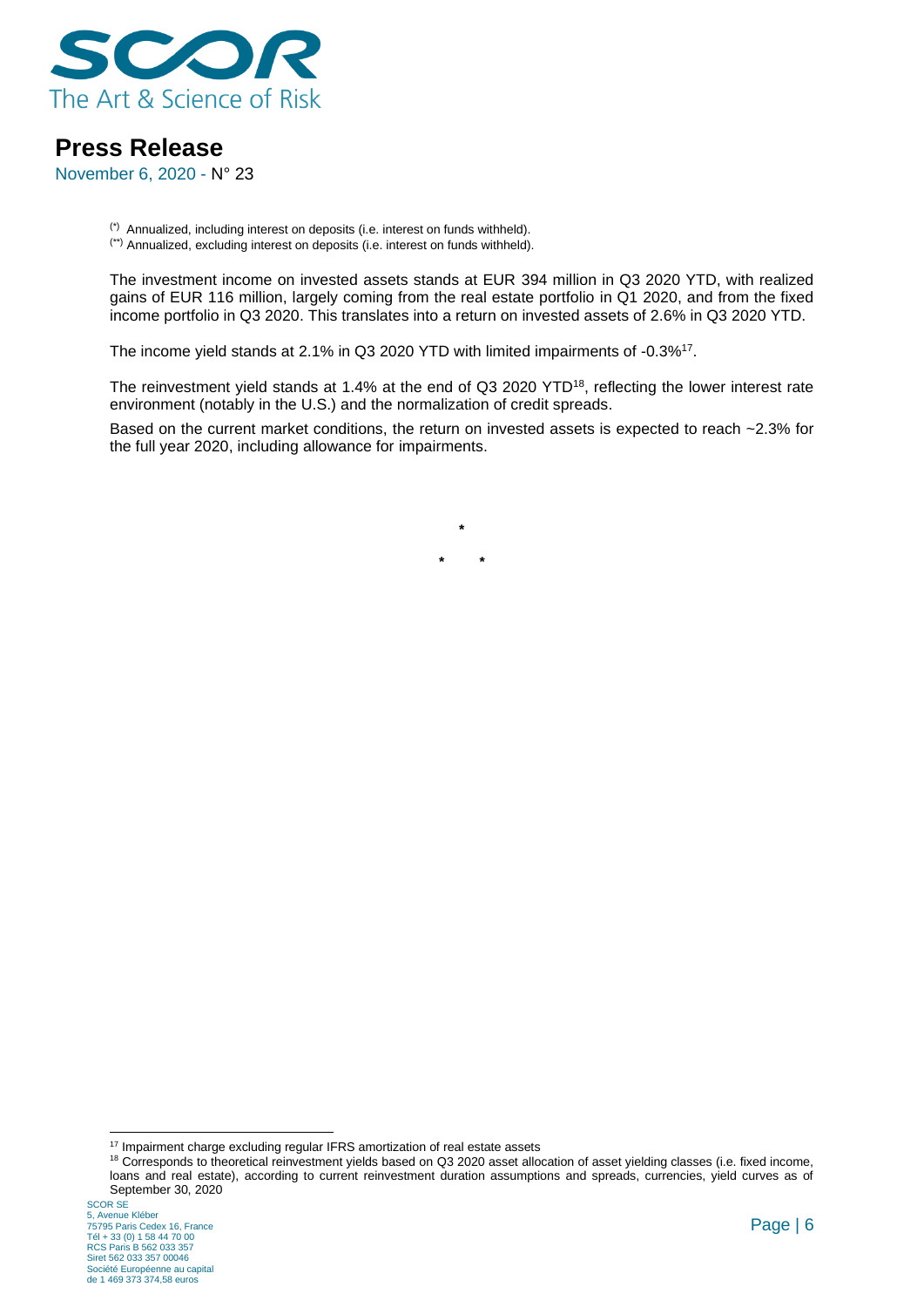(*) Annualized, including interest on deposits (i.e. interest on funds withheld).
(**) Annualized, excluding interest on deposits (i.e. interest on funds withheld).

The investment income on invested assets stands at EUR 394 million in Q3 2020 YTD, with realized gains of EUR 116 million, largely coming from the real estate portfolio in Q1 2020, and from the fixed income portfolio in Q3 2020. This translates into a return on invested assets of 2.6% in Q3 2020 YTD.

The income yield stands at 2.1% in Q3 2020 YTD with limited impairments of -0.3%[17].

The reinvestment yield stands at 1.4% at the end of Q3 2020 YTD[18], reflecting the lower interest rate environment (notably in the U.S.) and the normalization of credit spreads.

Based on the current market conditions, the return on invested assets is expected to reach ~2.3% for the full year 2020, including allowance for impairments.

*

\*         *

[17] Impairment charge excluding regular IFRS amortization of real estate assets

[18] Corresponds to theoretical reinvestment yields based on Q3 2020 asset allocation of asset yielding classes (i.e. fixed income, loans and real estate), according to current reinvestment duration assumptions and spreads, currencies, yield curves as of September 30, 2020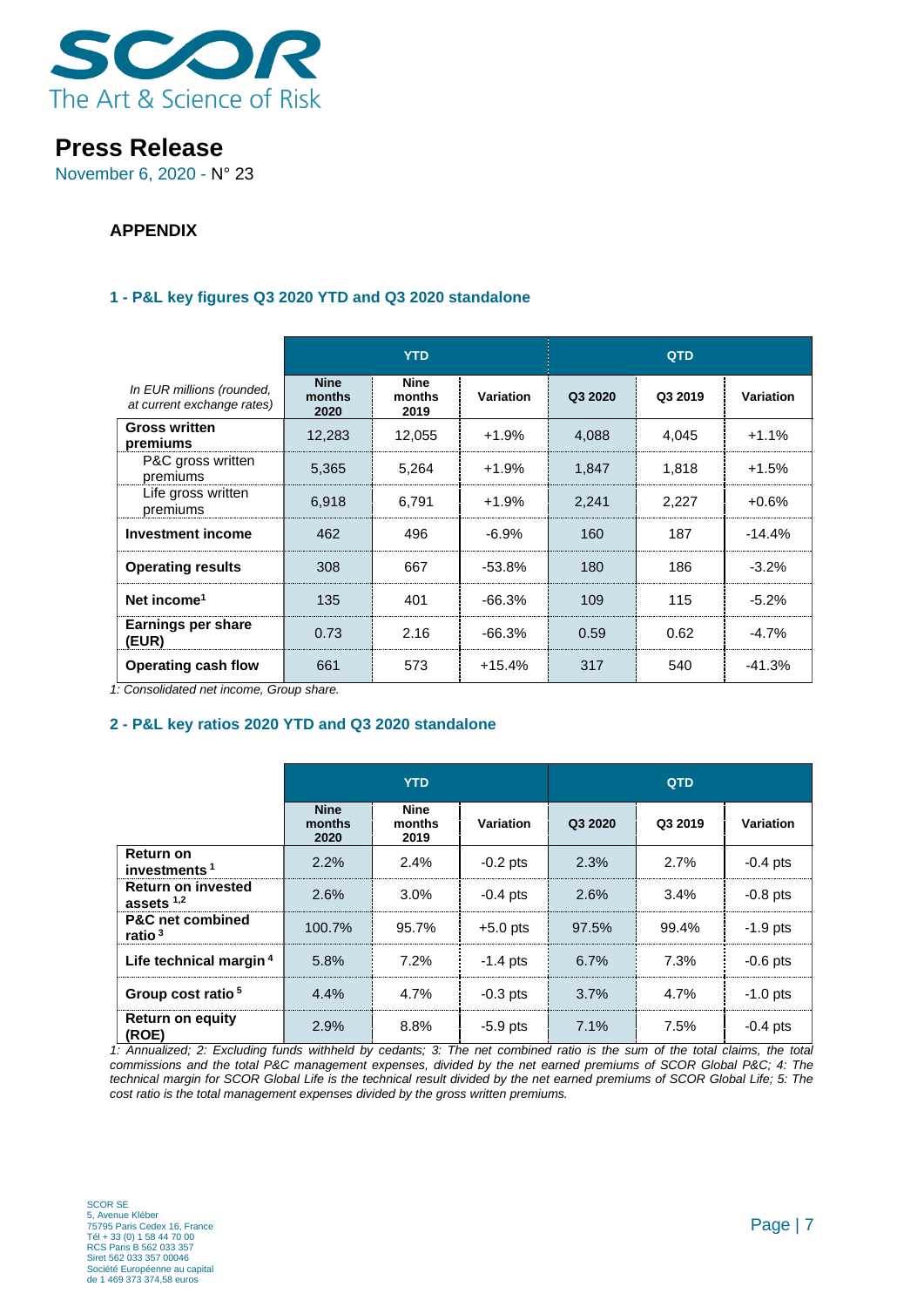# Press Release

November 6, 2020 - N° 23

## APPENDIX

### 1 - P&L key figures Q3 2020 YTD and Q3 2020 standalone

| *In EUR millions (rounded, at current exchange rates)* | YTD | | | QTD | | |
|---|---|---|---|---|---|---|
| | **Nine months 2020** | **Nine months 2019** | **Variation** | **Q3 2020** | **Q3 2019** | **Variation** |
| **Gross written premiums** | 12,283 | 12,055 | +1.9% | 4,088 | 4,045 | +1.1% |
| P&C gross written premiums | 5,365 | 5,264 | +1.9% | 1,847 | 1,818 | +1.5% |
| Life gross written premiums | 6,918 | 6,791 | +1.9% | 2,241 | 2,227 | +0.6% |
| **Investment income** | 462 | 496 | -6.9% | 160 | 187 | -14.4% |
| **Operating results** | 308 | 667 | -53.8% | 180 | 186 | -3.2% |
| **Net income**[1] | 135 | 401 | -66.3% | 109 | 115 | -5.2% |
| **Earnings per share (EUR)** | 0.73 | 2.16 | -66.3% | 0.59 | 0.62 | -4.7% |
| **Operating cash flow** | 661 | 573 | +15.4% | 317 | 540 | -41.3% |

*1: Consolidated net income, Group share.*

### 2 - P&L key ratios 2020 YTD and Q3 2020 standalone

| | YTD | | | QTD | | |
|---|---|---|---|---|---|---|
| | **Nine months 2020** | **Nine months 2019** | **Variation** | **Q3 2020** | **Q3 2019** | **Variation** |
| **Return on investments**[1] | 2.2% | 2.4% | -0.2 pts | 2.3% | 2.7% | -0.4 pts |
| **Return on invested assets**[1,2] | 2.6% | 3.0% | -0.4 pts | 2.6% | 3.4% | -0.8 pts |
| **P&C net combined ratio**[3] | 100.7% | 95.7% | +5.0 pts | 97.5% | 99.4% | -1.9 pts |
| **Life technical margin**[4] | 5.8% | 7.2% | -1.4 pts | 6.7% | 7.3% | -0.6 pts |
| **Group cost ratio**[5] | 4.4% | 4.7% | -0.3 pts | 3.7% | 4.7% | -1.0 pts |
| **Return on equity (ROE)** | 2.9% | 8.8% | -5.9 pts | 7.1% | 7.5% | -0.4 pts |

*1: Annualized; 2: Excluding funds withheld by cedants; 3: The net combined ratio is the sum of the total claims, the total commissions and the total P&C management expenses, divided by the net earned premiums of SCOR Global P&C; 4: The technical margin for SCOR Global Life is the technical result divided by the net earned premiums of SCOR Global Life; 5: The cost ratio is the total management expenses divided by the gross written premiums.*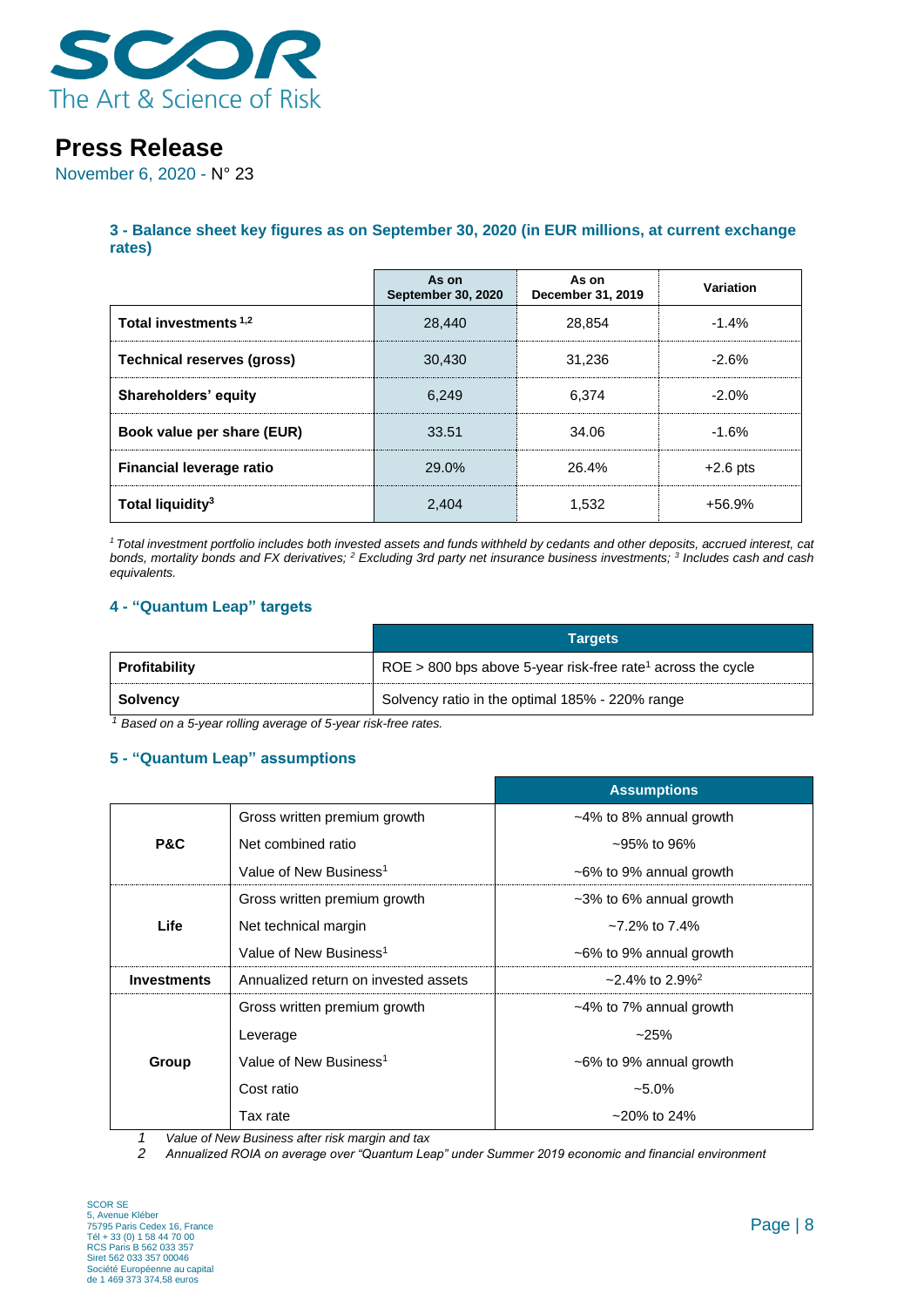### 3 - Balance sheet key figures as on September 30, 2020 (in EUR millions, at current exchange rates)

| | As on September 30, 2020 | As on December 31, 2019 | Variation |
|---|---|---|---|
| **Total investments [1,2]** | 28,440 | 28,854 | -1.4% |
| **Technical reserves (gross)** | 30,430 | 31,236 | -2.6% |
| **Shareholders' equity** | 6,249 | 6,374 | -2.0% |
| **Book value per share (EUR)** | 33.51 | 34.06 | -1.6% |
| **Financial leverage ratio** | 29.0% | 26.4% | +2.6 pts |
| **Total liquidity[3]** | 2,404 | 1,532 | +56.9% |

*[1] Total investment portfolio includes both invested assets and funds withheld by cedants and other deposits, accrued interest, cat bonds, mortality bonds and FX derivatives; [2] Excluding 3rd party net insurance business investments; [3] Includes cash and cash equivalents.*

### 4 - "Quantum Leap" targets

| | Targets |
|---|---|
| **Profitability** | ROE > 800 bps above 5-year risk-free rate[1] across the cycle |
| **Solvency** | Solvency ratio in the optimal 185% - 220% range |

*[1] Based on a 5-year rolling average of 5-year risk-free rates.*

### 5 - "Quantum Leap" assumptions

| | | Assumptions |
|---|---|---|
| **P&C** | Gross written premium growth | ~4% to 8% annual growth |
| | Net combined ratio | ~95% to 96% |
| | Value of New Business[1] | ~6% to 9% annual growth |
| **Life** | Gross written premium growth | ~3% to 6% annual growth |
| | Net technical margin | ~7.2% to 7.4% |
| | Value of New Business[1] | ~6% to 9% annual growth |
| **Investments** | Annualized return on invested assets | ~2.4% to 2.9%[2] |
| **Group** | Gross written premium growth | ~4% to 7% annual growth |
| | Leverage | ~25% |
| | Value of New Business[1] | ~6% to 9% annual growth |
| | Cost ratio | ~5.0% |
| | Tax rate | ~20% to 24% |

1 *Value of New Business after risk margin and tax*
2 *Annualized ROIA on average over "Quantum Leap" under Summer 2019 economic and financial environment*

SCOR SE
5, Avenue Kléber
75795 Paris Cedex 16, France
Tél + 33 (0) 1 58 44 70 00
RCS Paris B 562 033 357
Siret 562 033 357 00046
Société Européenne au capital
de 1 469 373 374,58 euros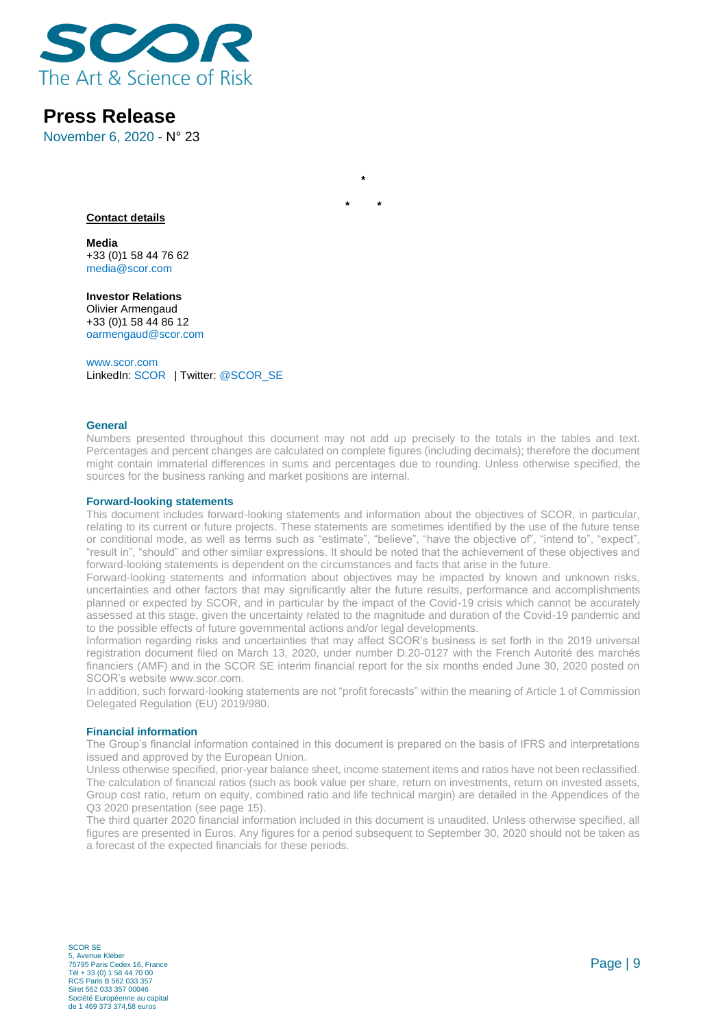*

\*        *

**Contact details**

**Media**
+33 (0)1 58 44 76 62
media@scor.com

**Investor Relations**
Olivier Armengaud
+33 (0)1 58 44 86 12
oarmengaud@scor.com

www.scor.com
LinkedIn: SCOR | Twitter: @SCOR_SE

### General

Numbers presented throughout this document may not add up precisely to the totals in the tables and text. Percentages and percent changes are calculated on complete figures (including decimals); therefore the document might contain immaterial differences in sums and percentages due to rounding. Unless otherwise specified, the sources for the business ranking and market positions are internal.

### Forward-looking statements

This document includes forward-looking statements and information about the objectives of SCOR, in particular, relating to its current or future projects. These statements are sometimes identified by the use of the future tense or conditional mode, as well as terms such as "estimate", "believe", "have the objective of", "intend to", "expect", "result in", "should" and other similar expressions. It should be noted that the achievement of these objectives and forward-looking statements is dependent on the circumstances and facts that arise in the future.

Forward-looking statements and information about objectives may be impacted by known and unknown risks, uncertainties and other factors that may significantly alter the future results, performance and accomplishments planned or expected by SCOR, and in particular by the impact of the Covid-19 crisis which cannot be accurately assessed at this stage, given the uncertainty related to the magnitude and duration of the Covid-19 pandemic and to the possible effects of future governmental actions and/or legal developments.

Information regarding risks and uncertainties that may affect SCOR's business is set forth in the 2019 universal registration document filed on March 13, 2020, under number D.20-0127 with the French Autorité des marchés financiers (AMF) and in the SCOR SE interim financial report for the six months ended June 30, 2020 posted on SCOR's website www.scor.com.

In addition, such forward-looking statements are not "profit forecasts" within the meaning of Article 1 of Commission Delegated Regulation (EU) 2019/980.

### Financial information

The Group's financial information contained in this document is prepared on the basis of IFRS and interpretations issued and approved by the European Union.

Unless otherwise specified, prior-year balance sheet, income statement items and ratios have not been reclassified. The calculation of financial ratios (such as book value per share, return on investments, return on invested assets, Group cost ratio, return on equity, combined ratio and life technical margin) are detailed in the Appendices of the Q3 2020 presentation (see page 15).

The third quarter 2020 financial information included in this document is unaudited. Unless otherwise specified, all figures are presented in Euros. Any figures for a period subsequent to September 30, 2020 should not be taken as a forecast of the expected financials for these periods.